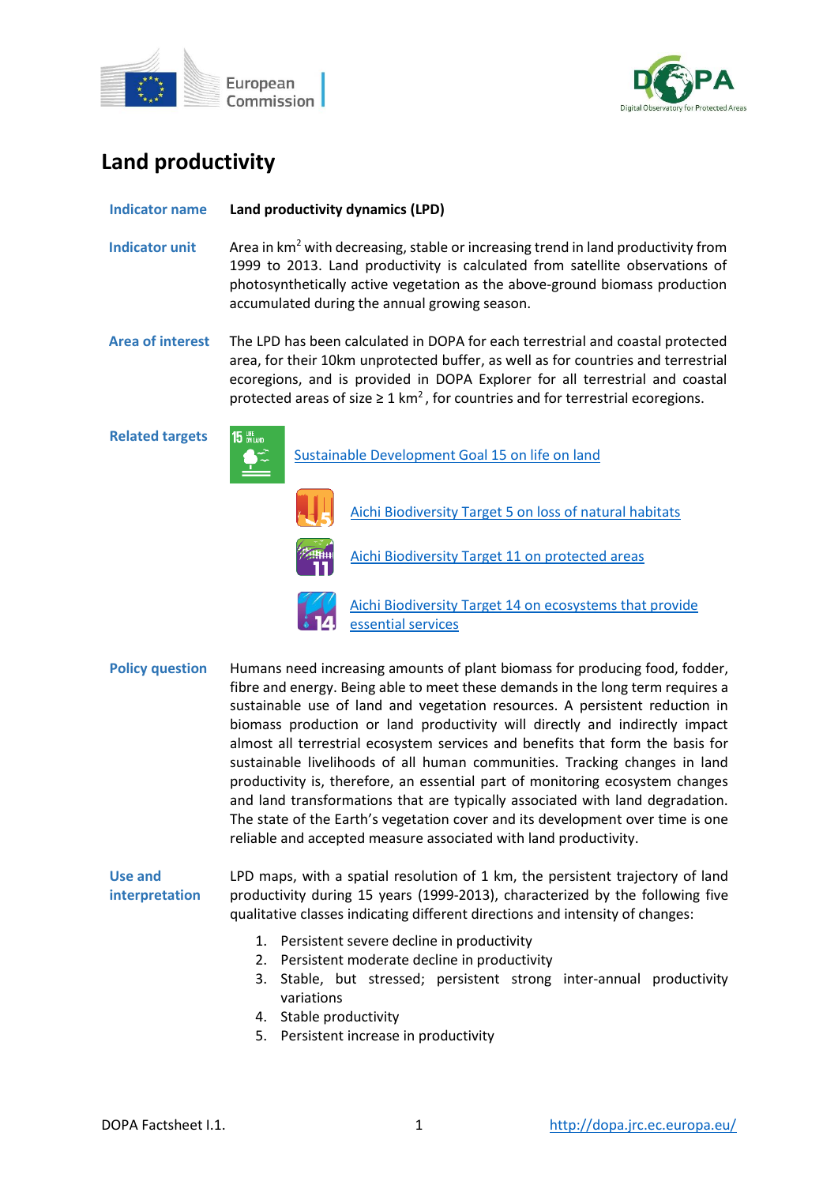# Land productivity

**Indicator name** **Land productivity dynamics (LPD)**

**Indicator unit** Area in km$^2$ with decreasing, stable or increasing trend in land productivity from 1999 to 2013. Land productivity is calculated from satellite observations of photosynthetically active vegetation as the above-ground biomass production accumulated during the annual growing season.

**Area of interest** The LPD has been calculated in DOPA for each terrestrial and coastal protected area, for their 10km unprotected buffer, as well as for countries and terrestrial ecoregions, and is provided in DOPA Explorer for all terrestrial and coastal protected areas of size ≥ 1 km$^2$, for countries and for terrestrial ecoregions.

**Related targets**

Sustainable Development Goal 15 on life on land

Aichi Biodiversity Target 5 on loss of natural habitats

Aichi Biodiversity Target 11 on protected areas

Aichi Biodiversity Target 14 on ecosystems that provide essential services

**Policy question** Humans need increasing amounts of plant biomass for producing food, fodder, fibre and energy. Being able to meet these demands in the long term requires a sustainable use of land and vegetation resources. A persistent reduction in biomass production or land productivity will directly and indirectly impact almost all terrestrial ecosystem services and benefits that form the basis for sustainable livelihoods of all human communities. Tracking changes in land productivity is, therefore, an essential part of monitoring ecosystem changes and land transformations that are typically associated with land degradation. The state of the Earth's vegetation cover and its development over time is one reliable and accepted measure associated with land productivity.

**Use and interpretation** LPD maps, with a spatial resolution of 1 km, the persistent trajectory of land productivity during 15 years (1999-2013), characterized by the following five qualitative classes indicating different directions and intensity of changes:

1. Persistent severe decline in productivity
2. Persistent moderate decline in productivity
3. Stable, but stressed; persistent strong inter-annual productivity variations
4. Stable productivity
5. Persistent increase in productivity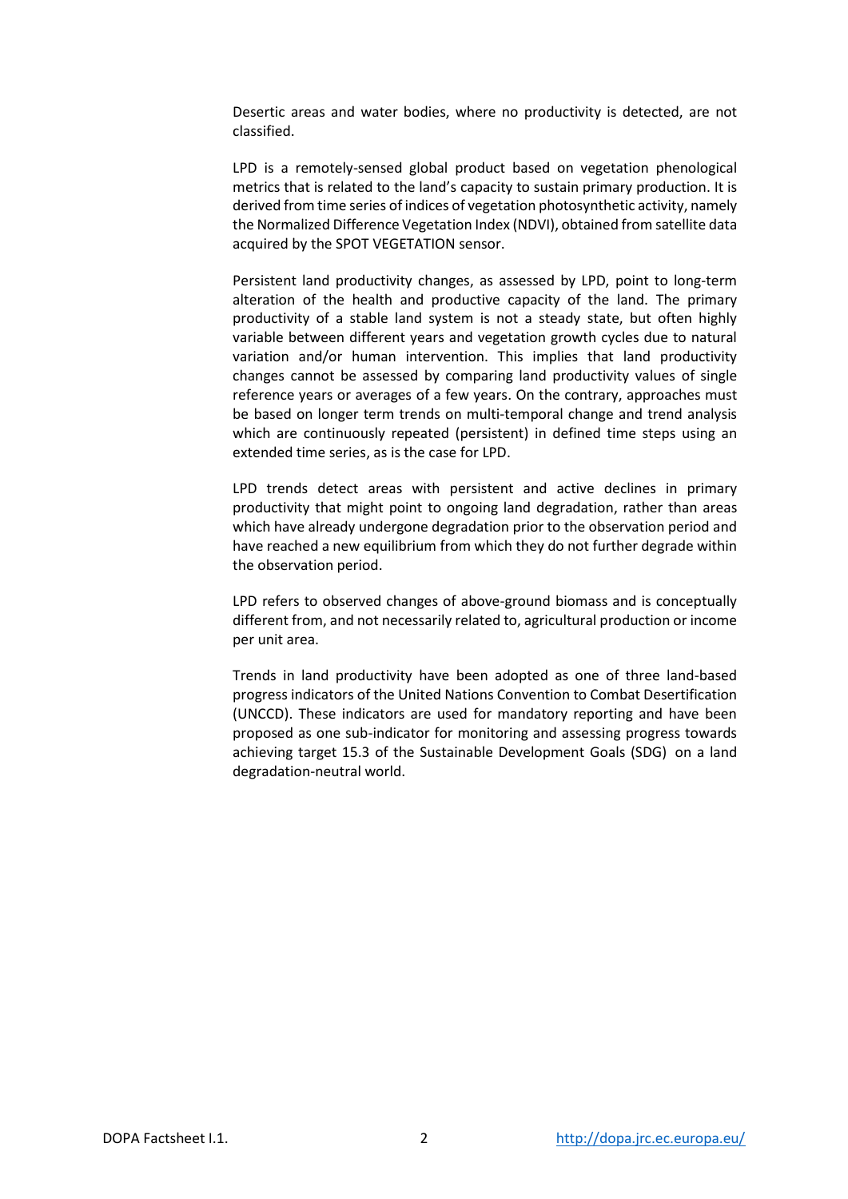Desertic areas and water bodies, where no productivity is detected, are not classified.

LPD is a remotely-sensed global product based on vegetation phenological metrics that is related to the land's capacity to sustain primary production. It is derived from time series of indices of vegetation photosynthetic activity, namely the Normalized Difference Vegetation Index (NDVI), obtained from satellite data acquired by the SPOT VEGETATION sensor.

Persistent land productivity changes, as assessed by LPD, point to long-term alteration of the health and productive capacity of the land. The primary productivity of a stable land system is not a steady state, but often highly variable between different years and vegetation growth cycles due to natural variation and/or human intervention. This implies that land productivity changes cannot be assessed by comparing land productivity values of single reference years or averages of a few years. On the contrary, approaches must be based on longer term trends on multi-temporal change and trend analysis which are continuously repeated (persistent) in defined time steps using an extended time series, as is the case for LPD.

LPD trends detect areas with persistent and active declines in primary productivity that might point to ongoing land degradation, rather than areas which have already undergone degradation prior to the observation period and have reached a new equilibrium from which they do not further degrade within the observation period.

LPD refers to observed changes of above-ground biomass and is conceptually different from, and not necessarily related to, agricultural production or income per unit area.

Trends in land productivity have been adopted as one of three land-based progress indicators of the United Nations Convention to Combat Desertification (UNCCD). These indicators are used for mandatory reporting and have been proposed as one sub-indicator for monitoring and assessing progress towards achieving target 15.3 of the Sustainable Development Goals (SDG) on a land degradation-neutral world.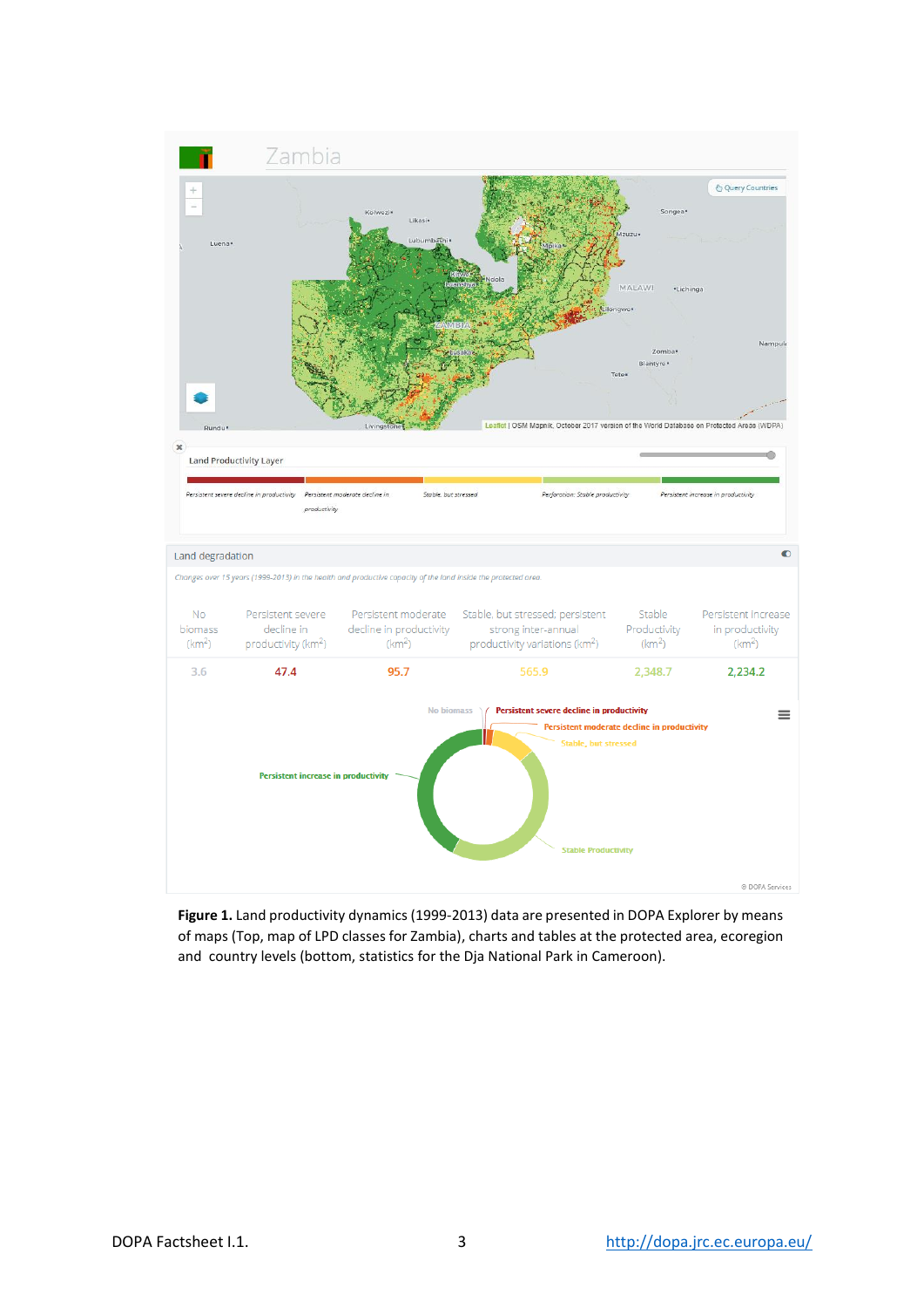**Figure 1.** Land productivity dynamics (1999-2013) data are presented in DOPA Explorer by means of maps (Top, map of LPD classes for Zambia), charts and tables at the protected area, ecoregion and country levels (bottom, statistics for the Dja National Park in Cameroon).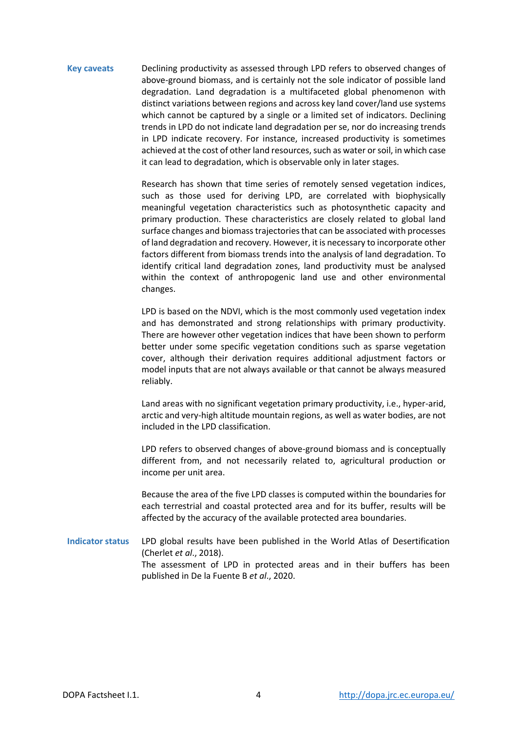**Key caveats**

Declining productivity as assessed through LPD refers to observed changes of above-ground biomass, and is certainly not the sole indicator of possible land degradation. Land degradation is a multifaceted global phenomenon with distinct variations between regions and across key land cover/land use systems which cannot be captured by a single or a limited set of indicators. Declining trends in LPD do not indicate land degradation per se, nor do increasing trends in LPD indicate recovery. For instance, increased productivity is sometimes achieved at the cost of other land resources, such as water or soil, in which case it can lead to degradation, which is observable only in later stages.

Research has shown that time series of remotely sensed vegetation indices, such as those used for deriving LPD, are correlated with biophysically meaningful vegetation characteristics such as photosynthetic capacity and primary production. These characteristics are closely related to global land surface changes and biomass trajectories that can be associated with processes of land degradation and recovery. However, it is necessary to incorporate other factors different from biomass trends into the analysis of land degradation. To identify critical land degradation zones, land productivity must be analysed within the context of anthropogenic land use and other environmental changes.

LPD is based on the NDVI, which is the most commonly used vegetation index and has demonstrated and strong relationships with primary productivity. There are however other vegetation indices that have been shown to perform better under some specific vegetation conditions such as sparse vegetation cover, although their derivation requires additional adjustment factors or model inputs that are not always available or that cannot be always measured reliably.

Land areas with no significant vegetation primary productivity, i.e., hyper-arid, arctic and very-high altitude mountain regions, as well as water bodies, are not included in the LPD classification.

LPD refers to observed changes of above-ground biomass and is conceptually different from, and not necessarily related to, agricultural production or income per unit area.

Because the area of the five LPD classes is computed within the boundaries for each terrestrial and coastal protected area and for its buffer, results will be affected by the accuracy of the available protected area boundaries.

**Indicator status**

LPD global results have been published in the World Atlas of Desertification (Cherlet *et al*., 2018).
The assessment of LPD in protected areas and in their buffers has been published in De la Fuente B *et al*., 2020.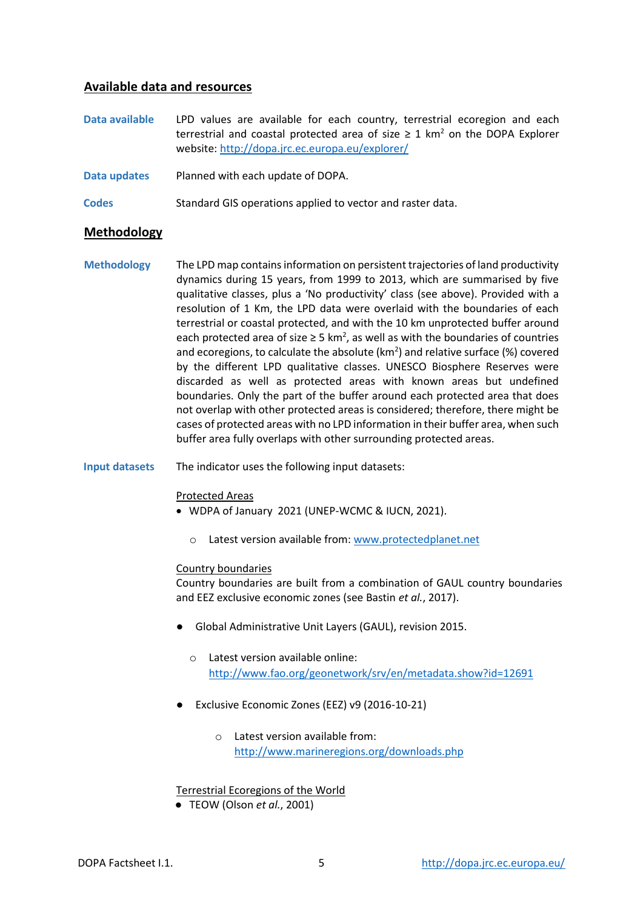## Available data and resources

**Data available** LPD values are available for each country, terrestrial ecoregion and each terrestrial and coastal protected area of size ≥ 1 $km^2$ on the DOPA Explorer website: http://dopa.jrc.ec.europa.eu/explorer/

**Data updates** Planned with each update of DOPA.

**Codes** Standard GIS operations applied to vector and raster data.

## Methodology

**Methodology** The LPD map contains information on persistent trajectories of land productivity dynamics during 15 years, from 1999 to 2013, which are summarised by five qualitative classes, plus a 'No productivity' class (see above). Provided with a resolution of 1 Km, the LPD data were overlaid with the boundaries of each terrestrial or coastal protected, and with the 10 km unprotected buffer around each protected area of size ≥ 5 $km^2$, as well as with the boundaries of countries and ecoregions, to calculate the absolute ($km^2$) and relative surface (%) covered by the different LPD qualitative classes. UNESCO Biosphere Reserves were discarded as well as protected areas with known areas but undefined boundaries. Only the part of the buffer around each protected area that does not overlap with other protected areas is considered; therefore, there might be cases of protected areas with no LPD information in their buffer area, when such buffer area fully overlaps with other surrounding protected areas.

**Input datasets** The indicator uses the following input datasets:

Protected Areas

- WDPA of January 2021 (UNEP-WCMC & IUCN, 2021).
  - Latest version available from: www.protectedplanet.net

Country boundaries

Country boundaries are built from a combination of GAUL country boundaries and EEZ exclusive economic zones (see Bastin *et al.*, 2017).

- Global Administrative Unit Layers (GAUL), revision 2015.
  - Latest version available online: http://www.fao.org/geonetwork/srv/en/metadata.show?id=12691
- Exclusive Economic Zones (EEZ) v9 (2016-10-21)
  - Latest version available from: http://www.marineregions.org/downloads.php

Terrestrial Ecoregions of the World

- TEOW (Olson *et al.*, 2001)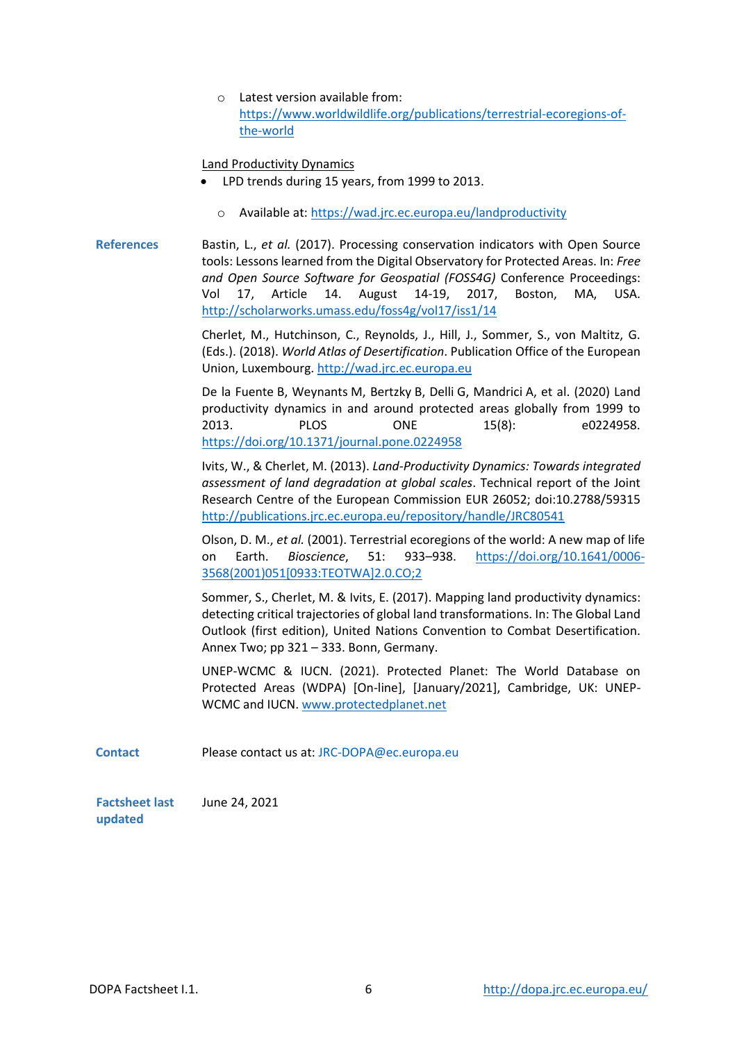- Latest version available from: https://www.worldwildlife.org/publications/terrestrial-ecoregions-of-the-world

Land Productivity Dynamics

- LPD trends during 15 years, from 1999 to 2013.
  - Available at: https://wad.jrc.ec.europa.eu/landproductivity

**References**

Bastin, L., *et al.* (2017). Processing conservation indicators with Open Source tools: Lessons learned from the Digital Observatory for Protected Areas. In: *Free and Open Source Software for Geospatial (FOSS4G)* Conference Proceedings: Vol 17, Article 14. August 14-19, 2017, Boston, MA, USA. http://scholarworks.umass.edu/foss4g/vol17/iss1/14

Cherlet, M., Hutchinson, C., Reynolds, J., Hill, J., Sommer, S., von Maltitz, G. (Eds.). (2018). *World Atlas of Desertification*. Publication Office of the European Union, Luxembourg. http://wad.jrc.ec.europa.eu

De la Fuente B, Weynants M, Bertzky B, Delli G, Mandrici A, et al. (2020) Land productivity dynamics in and around protected areas globally from 1999 to 2013. PLOS ONE 15(8): e0224958. https://doi.org/10.1371/journal.pone.0224958

Ivits, W., & Cherlet, M. (2013). *Land-Productivity Dynamics: Towards integrated assessment of land degradation at global scales*. Technical report of the Joint Research Centre of the European Commission EUR 26052; doi:10.2788/59315 http://publications.jrc.ec.europa.eu/repository/handle/JRC80541

Olson, D. M., *et al.* (2001). Terrestrial ecoregions of the world: A new map of life on Earth. *Bioscience*, 51: 933–938. https://doi.org/10.1641/0006-3568(2001)051[0933:TEOTWA]2.0.CO;2

Sommer, S., Cherlet, M. & Ivits, E. (2017). Mapping land productivity dynamics: detecting critical trajectories of global land transformations. In: The Global Land Outlook (first edition), United Nations Convention to Combat Desertification. Annex Two; pp 321 – 333. Bonn, Germany.

UNEP-WCMC & IUCN. (2021). Protected Planet: The World Database on Protected Areas (WDPA) [On-line], [January/2021], Cambridge, UK: UNEP-WCMC and IUCN. www.protectedplanet.net

**Contact**

Please contact us at: JRC-DOPA@ec.europa.eu

**Factsheet last updated**

June 24, 2021